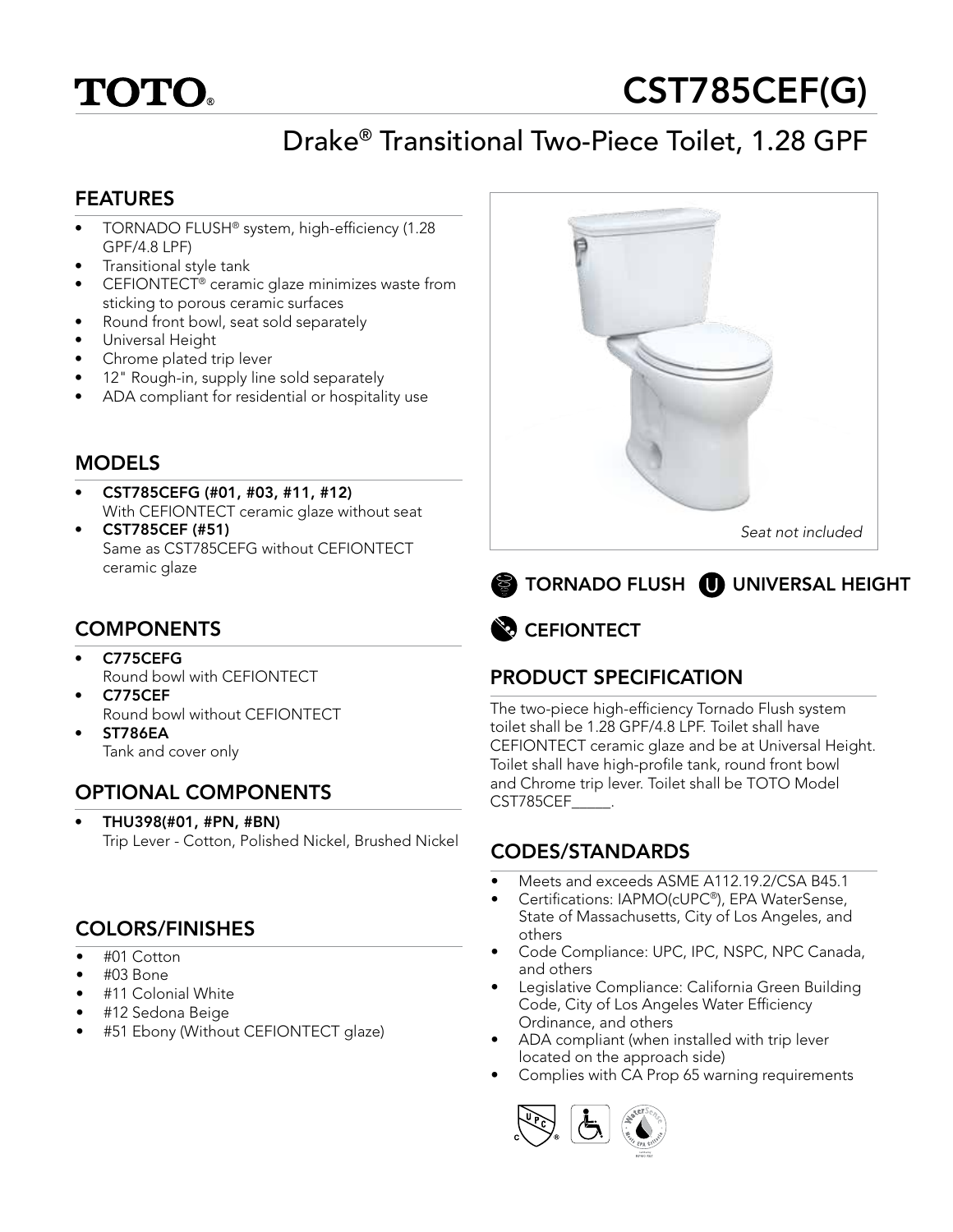TOTO®

# CST785CEF(G)

## Drake® Transitional Two-Piece Toilet, 1.28 GPF

### FEATURES

- TORNADO FLUSH® system, high-efficiency (1.28 GPF/4.8 LPF)
- Transitional style tank
- CEFIONTECT® ceramic glaze minimizes waste from sticking to porous ceramic surfaces
- Round front bowl, seat sold separately
- Universal Height
- Chrome plated trip lever
- 12" Rough-in, supply line sold separately
- ADA compliant for residential or hospitality use

### MODELS

- **CST785CEFG (#01, #03, #11, #12)**
  With CEFIONTECT ceramic glaze without seat
- **CST785CEF (#51)**
  Same as CST785CEFG without CEFIONTECT ceramic glaze

### COMPONENTS

- **C775CEFG**
  Round bowl with CEFIONTECT
- **C775CEF**
  Round bowl without CEFIONTECT
- **ST786EA**
  Tank and cover only

### OPTIONAL COMPONENTS

- **THU398(#01, #PN, #BN)**
  Trip Lever - Cotton, Polished Nickel, Brushed Nickel

### COLORS/FINISHES

- #01 Cotton
- #03 Bone
- #11 Colonial White
- #12 Sedona Beige
- #51 Ebony (Without CEFIONTECT glaze)

*Seat not included*

**TORNADO FLUSH** **UNIVERSAL HEIGHT**

**CEFIONTECT**

### PRODUCT SPECIFICATION

The two-piece high-efficiency Tornado Flush system toilet shall be 1.28 GPF/4.8 LPF. Toilet shall have CEFIONTECT ceramic glaze and be at Universal Height. Toilet shall have high-profile tank, round front bowl and Chrome trip lever. Toilet shall be TOTO Model CST785CEF_____.

### CODES/STANDARDS

- Meets and exceeds ASME A112.19.2/CSA B45.1
- Certifications: IAPMO(cUPC®), EPA WaterSense, State of Massachusetts, City of Los Angeles, and others
- Code Compliance: UPC, IPC, NSPC, NPC Canada, and others
- Legislative Compliance: California Green Building Code, City of Los Angeles Water Efficiency Ordinance, and others
- ADA compliant (when installed with trip lever located on the approach side)
- Complies with CA Prop 65 warning requirements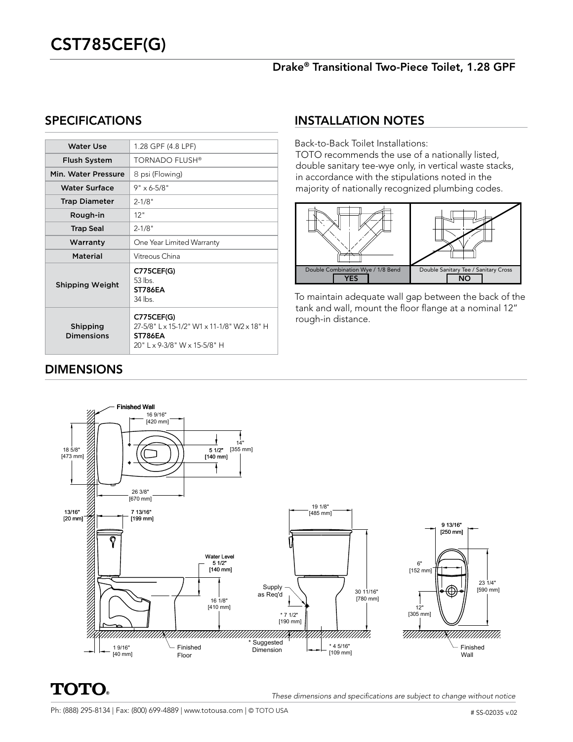// CST785CEF(G)

## Drake® Transitional Two-Piece Toilet, 1.28 GPF

## SPECIFICATIONS

| | |
|---|---|
| Water Use | 1.28 GPF (4.8 LPF) |
| Flush System | TORNADO FLUSH® |
| Min. Water Pressure | 8 psi (Flowing) |
| Water Surface | 9" x 6-5/8" |
| Trap Diameter | 2-1/8" |
| Rough-in | 12" |
| Trap Seal | 2-1/8" |
| Warranty | One Year Limited Warranty |
| Material | Vitreous China |
| Shipping Weight | **C775CEF(G)** 53 lbs. **ST786EA** 34 lbs. |
| Shipping Dimensions | **C775CEF(G)** 27-5/8" L x 15-1/2" W1 x 11-1/8" W2 x 18" H **ST786EA** 20" L x 9-3/8" W x 15-5/8" H |

## INSTALLATION NOTES

Back-to-Back Toilet Installations:
TOTO recommends the use of a nationally listed, double sanitary tee-wye only, in vertical waste stacks, in accordance with the stipulations noted in the majority of nationally recognized plumbing codes.

Double Combination Wye / 1/8 Bend
YES

Double Sanitary Tee / Sanitary Cross
NO

To maintain adequate wall gap between the back of the tank and wall, mount the floor flange at a nominal 12" rough-in distance.

## DIMENSIONS

Finished Wall
16 9/16" [420 mm]
14" [355 mm]
18 5/8" [473 mm]
5 1/2" [140 mm]
26 3/8" [670 mm]
13/16" [20 mm]
7 13/16" [199 mm]
Water Level 5 1/2" [140 mm]
16 1/8" [410 mm]
1 9/16" [40 mm]
Finished Floor
19 1/8" [485 mm]
Supply as Req'd
* 7 1/2" [190 mm]
30 11/16" [780 mm]
* Suggested Dimension
* 4 5/16" [109 mm]
9 13/16" [250 mm]
6" [152 mm]
23 1/4" [590 mm]
12" [305 mm]
Finished Wall

*These dimensions and specifications are subject to change without notice*

Ph: (888) 295-8134 | Fax: (800) 699-4889 | www.totousa.com | © TOTO USA

# SS-02035 v.02